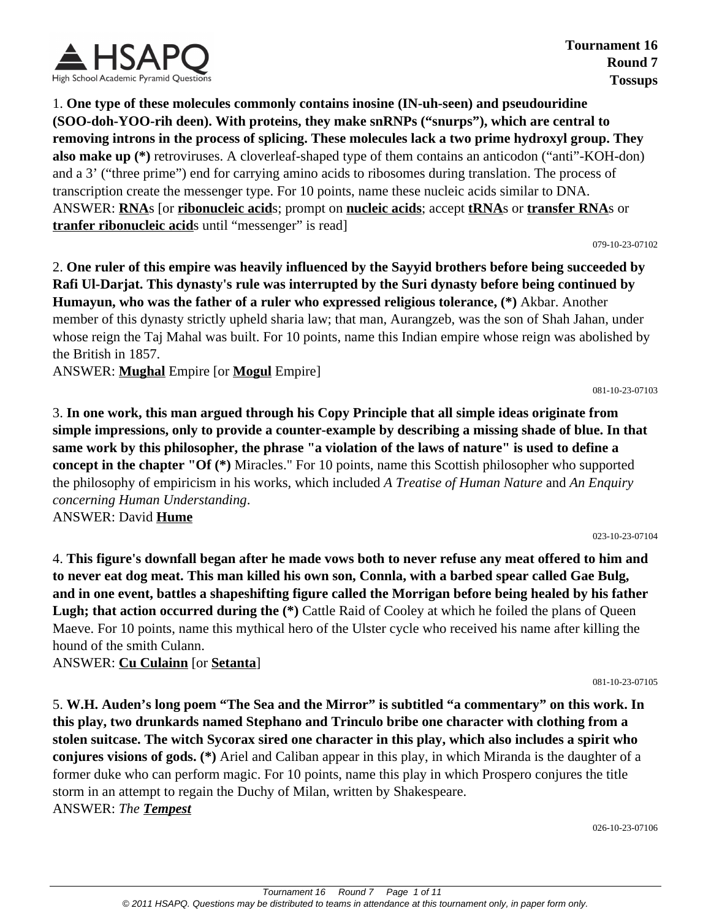**Tournament 16**
**Round 7**
**Tossups**

1. **One type of these molecules commonly contains inosine (IN-uh-seen) and pseudouridine (SOO-doh-YOO-rih deen). With proteins, they make snRNPs ("snurps"), which are central to removing introns in the process of splicing. These molecules lack a two prime hydroxyl group. They also make up (\*)** retroviruses. A cloverleaf-shaped type of them contains an anticodon ("anti"-KOH-don) and a 3' ("three prime") end for carrying amino acids to ribosomes during translation. The process of transcription create the messenger type. For 10 points, name these nucleic acids similar to DNA.
ANSWER: **RNA**s [or **ribonucleic acid**s; prompt on **nucleic acids**; accept **tRNA**s or **transfer RNA**s or **tranfer ribonucleic acid**s until "messenger" is read]

079-10-23-07102

2. **One ruler of this empire was heavily influenced by the Sayyid brothers before being succeeded by Rafi Ul-Darjat. This dynasty's rule was interrupted by the Suri dynasty before being continued by Humayun, who was the father of a ruler who expressed religious tolerance, (\*)** Akbar. Another member of this dynasty strictly upheld sharia law; that man, Aurangzeb, was the son of Shah Jahan, under whose reign the Taj Mahal was built. For 10 points, name this Indian empire whose reign was abolished by the British in 1857.
ANSWER: **Mughal** Empire [or **Mogul** Empire]

081-10-23-07103

3. **In one work, this man argued through his Copy Principle that all simple ideas originate from simple impressions, only to provide a counter-example by describing a missing shade of blue. In that same work by this philosopher, the phrase "a violation of the laws of nature" is used to define a concept in the chapter "Of (\*)** Miracles." For 10 points, name this Scottish philosopher who supported the philosophy of empiricism in his works, which included *A Treatise of Human Nature* and *An Enquiry concerning Human Understanding*.
ANSWER: David **Hume**

023-10-23-07104

4. **This figure's downfall began after he made vows both to never refuse any meat offered to him and to never eat dog meat. This man killed his own son, Connla, with a barbed spear called Gae Bulg, and in one event, battles a shapeshifting figure called the Morrigan before being healed by his father Lugh; that action occurred during the (\*)** Cattle Raid of Cooley at which he foiled the plans of Queen Maeve. For 10 points, name this mythical hero of the Ulster cycle who received his name after killing the hound of the smith Culann.
ANSWER: **Cu Culainn** [or **Setanta**]

081-10-23-07105

5. **W.H. Auden's long poem "The Sea and the Mirror" is subtitled "a commentary" on this work. In this play, two drunkards named Stephano and Trinculo bribe one character with clothing from a stolen suitcase. The witch Sycorax sired one character in this play, which also includes a spirit who conjures visions of gods. (\*)** Ariel and Caliban appear in this play, in which Miranda is the daughter of a former duke who can perform magic. For 10 points, name this play in which Prospero conjures the title storm in an attempt to regain the Duchy of Milan, written by Shakespeare.
ANSWER: *The* ***Tempest***

026-10-23-07106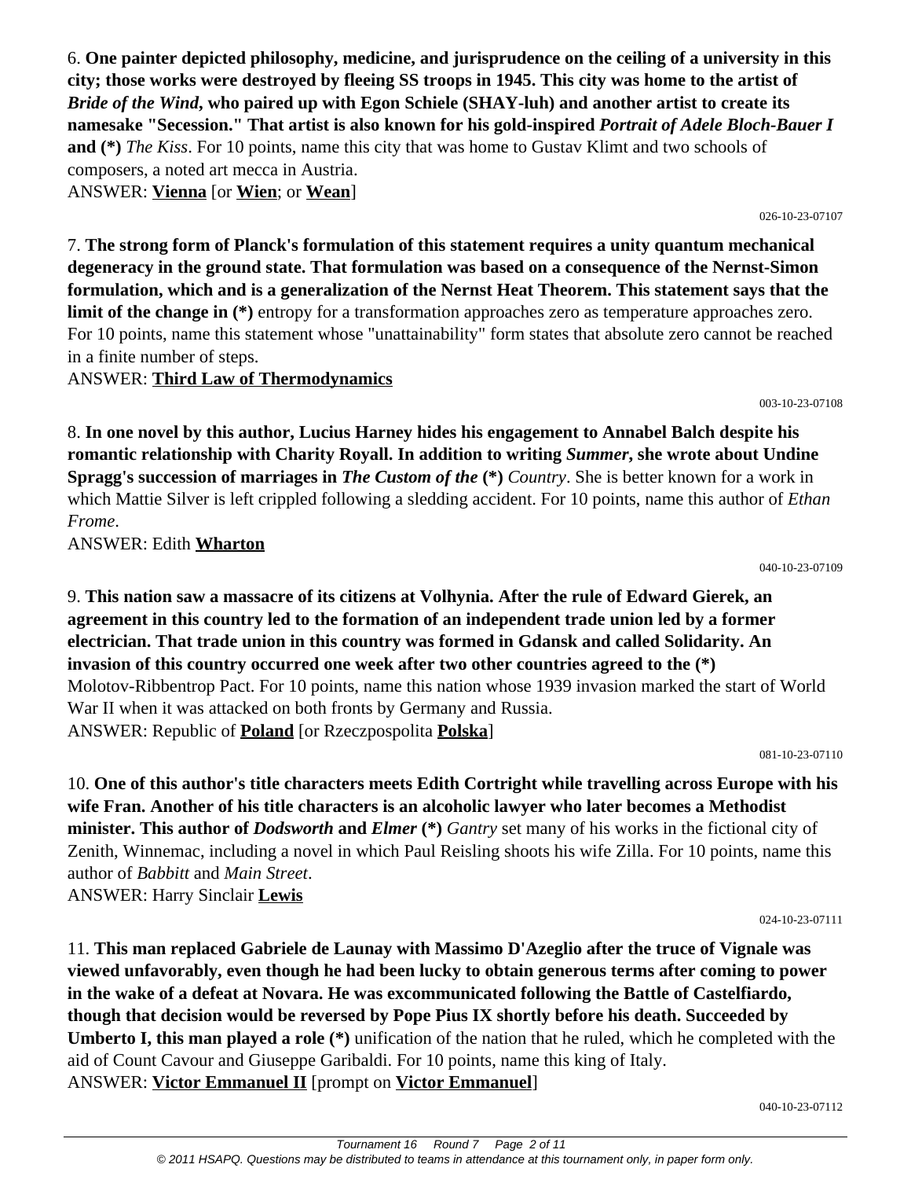6. **One painter depicted philosophy, medicine, and jurisprudence on the ceiling of a university in this city; those works were destroyed by fleeing SS troops in 1945. This city was home to the artist of *Bride of the Wind*, who paired up with Egon Schiele (SHAY-luh) and another artist to create its namesake "Secession." That artist is also known for his gold-inspired *Portrait of Adele Bloch-Bauer I* and (*)** *The Kiss*. For 10 points, name this city that was home to Gustav Klimt and two schools of composers, a noted art mecca in Austria.
ANSWER: **Vienna** [or **Wien**; or **Wean**]

026-10-23-07107

7. **The strong form of Planck's formulation of this statement requires a unity quantum mechanical degeneracy in the ground state. That formulation was based on a consequence of the Nernst-Simon formulation, which and is a generalization of the Nernst Heat Theorem. This statement says that the limit of the change in (*)** entropy for a transformation approaches zero as temperature approaches zero. For 10 points, name this statement whose "unattainability" form states that absolute zero cannot be reached in a finite number of steps.
ANSWER: **Third Law of Thermodynamics**

003-10-23-07108

8. **In one novel by this author, Lucius Harney hides his engagement to Annabel Balch despite his romantic relationship with Charity Royall. In addition to writing *Summer*, she wrote about Undine Spragg's succession of marriages in *The Custom of the* (*)** *Country*. She is better known for a work in which Mattie Silver is left crippled following a sledding accident. For 10 points, name this author of *Ethan Frome*.
ANSWER: Edith **Wharton**

040-10-23-07109

9. **This nation saw a massacre of its citizens at Volhynia. After the rule of Edward Gierek, an agreement in this country led to the formation of an independent trade union led by a former electrician. That trade union in this country was formed in Gdansk and called Solidarity. An invasion of this country occurred one week after two other countries agreed to the (*)** Molotov-Ribbentrop Pact. For 10 points, name this nation whose 1939 invasion marked the start of World War II when it was attacked on both fronts by Germany and Russia.
ANSWER: Republic of **Poland** [or Rzeczpospolita **Polska**]

081-10-23-07110

10. **One of this author's title characters meets Edith Cortright while travelling across Europe with his wife Fran. Another of his title characters is an alcoholic lawyer who later becomes a Methodist minister. This author of *Dodsworth* and *Elmer* (*)** *Gantry* set many of his works in the fictional city of Zenith, Winnemac, including a novel in which Paul Reisling shoots his wife Zilla. For 10 points, name this author of *Babbitt* and *Main Street*.
ANSWER: Harry Sinclair **Lewis**

024-10-23-07111

11. **This man replaced Gabriele de Launay with Massimo D'Azeglio after the truce of Vignale was viewed unfavorably, even though he had been lucky to obtain generous terms after coming to power in the wake of a defeat at Novara. He was excommunicated following the Battle of Castelfiardo, though that decision would be reversed by Pope Pius IX shortly before his death. Succeeded by Umberto I, this man played a role (*)** unification of the nation that he ruled, which he completed with the aid of Count Cavour and Giuseppe Garibaldi. For 10 points, name this king of Italy.
ANSWER: **Victor Emmanuel II** [prompt on **Victor Emmanuel**]

040-10-23-07112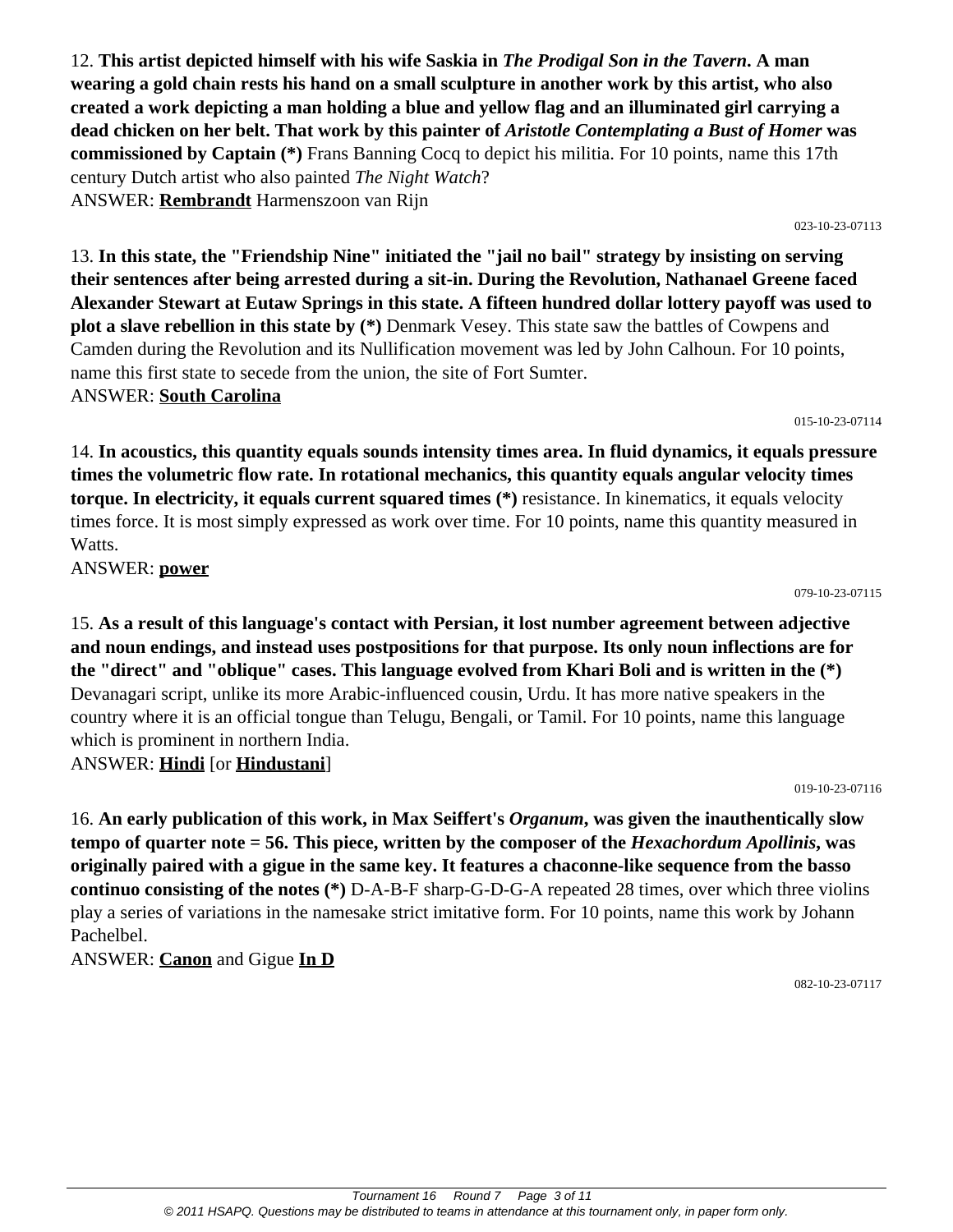12. **This artist depicted himself with his wife Saskia in *The Prodigal Son in the Tavern*. A man wearing a gold chain rests his hand on a small sculpture in another work by this artist, who also created a work depicting a man holding a blue and yellow flag and an illuminated girl carrying a dead chicken on her belt. That work by this painter of *Aristotle Contemplating a Bust of Homer* was commissioned by Captain (*)** Frans Banning Cocq to depict his militia. For 10 points, name this 17th century Dutch artist who also painted *The Night Watch*?
ANSWER: **<u>Rembrandt</u>** Harmenszoon van Rijn

023-10-23-07113

13. **In this state, the "Friendship Nine" initiated the "jail no bail" strategy by insisting on serving their sentences after being arrested during a sit-in. During the Revolution, Nathanael Greene faced Alexander Stewart at Eutaw Springs in this state. A fifteen hundred dollar lottery payoff was used to plot a slave rebellion in this state by (*)** Denmark Vesey. This state saw the battles of Cowpens and Camden during the Revolution and its Nullification movement was led by John Calhoun. For 10 points, name this first state to secede from the union, the site of Fort Sumter.
ANSWER: **<u>South Carolina</u>**

015-10-23-07114

14. **In acoustics, this quantity equals sounds intensity times area. In fluid dynamics, it equals pressure times the volumetric flow rate. In rotational mechanics, this quantity equals angular velocity times torque. In electricity, it equals current squared times (*)** resistance. In kinematics, it equals velocity times force. It is most simply expressed as work over time. For 10 points, name this quantity measured in Watts.
ANSWER: **<u>power</u>**

079-10-23-07115

15. **As a result of this language's contact with Persian, it lost number agreement between adjective and noun endings, and instead uses postpositions for that purpose. Its only noun inflections are for the "direct" and "oblique" cases. This language evolved from Khari Boli and is written in the (*)** Devanagari script, unlike its more Arabic-influenced cousin, Urdu. It has more native speakers in the country where it is an official tongue than Telugu, Bengali, or Tamil. For 10 points, name this language which is prominent in northern India.
ANSWER: **<u>Hindi</u>** [or **<u>Hindustani</u>**]

019-10-23-07116

16. **An early publication of this work, in Max Seiffert's *Organum*, was given the inauthentically slow tempo of quarter note = 56. This piece, written by the composer of the *Hexachordum Apollinis*, was originally paired with a gigue in the same key. It features a chaconne-like sequence from the basso continuo consisting of the notes (*)** D-A-B-F sharp-G-D-G-A repeated 28 times, over which three violins play a series of variations in the namesake strict imitative form. For 10 points, name this work by Johann Pachelbel.
ANSWER: **<u>Canon</u>** and Gigue **<u>In D</u>**

082-10-23-07117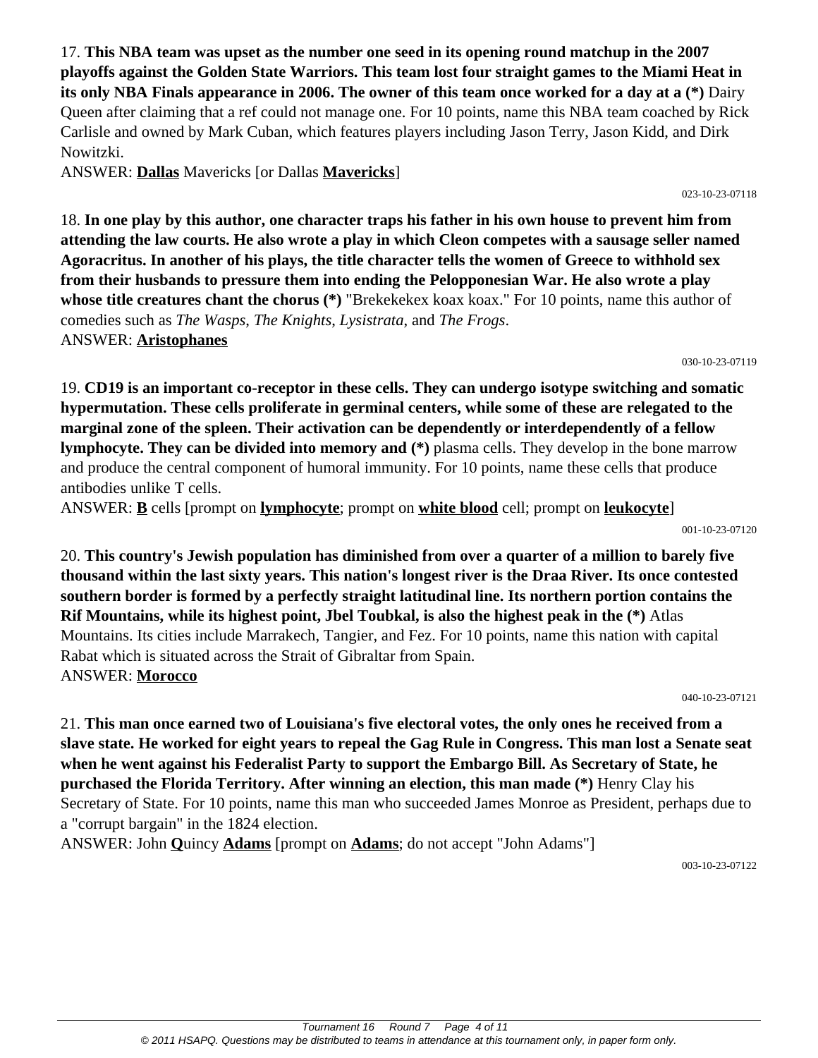17. **This NBA team was upset as the number one seed in its opening round matchup in the 2007 playoffs against the Golden State Warriors. This team lost four straight games to the Miami Heat in its only NBA Finals appearance in 2006. The owner of this team once worked for a day at a (*)** Dairy Queen after claiming that a ref could not manage one. For 10 points, name this NBA team coached by Rick Carlisle and owned by Mark Cuban, which features players including Jason Terry, Jason Kidd, and Dirk Nowitzki.

ANSWER: **Dallas** Mavericks [or Dallas **Mavericks**]

023-10-23-07118

18. **In one play by this author, one character traps his father in his own house to prevent him from attending the law courts. He also wrote a play in which Cleon competes with a sausage seller named Agoracritus. In another of his plays, the title character tells the women of Greece to withhold sex from their husbands to pressure them into ending the Peloponnesian War. He also wrote a play whose title creatures chant the chorus (*)** "Brekekekex koax koax." For 10 points, name this author of comedies such as *The Wasps*, *The Knights*, *Lysistrata*, and *The Frogs*.

ANSWER: **Aristophanes**

030-10-23-07119

19. **CD19 is an important co-receptor in these cells. They can undergo isotype switching and somatic hypermutation. These cells proliferate in germinal centers, while some of these are relegated to the marginal zone of the spleen. Their activation can be dependently or interdependently of a fellow lymphocyte. They can be divided into memory and (*)** plasma cells. They develop in the bone marrow and produce the central component of humoral immunity. For 10 points, name these cells that produce antibodies unlike T cells.

ANSWER: **B** cells [prompt on **lymphocyte**; prompt on **white blood** cell; prompt on **leukocyte**]

001-10-23-07120

20. **This country's Jewish population has diminished from over a quarter of a million to barely five thousand within the last sixty years. This nation's longest river is the Draa River. Its once contested southern border is formed by a perfectly straight latitudinal line. Its northern portion contains the Rif Mountains, while its highest point, Jbel Toubkal, is also the highest peak in the (*)** Atlas Mountains. Its cities include Marrakech, Tangier, and Fez. For 10 points, name this nation with capital Rabat which is situated across the Strait of Gibraltar from Spain.

ANSWER: **Morocco**

040-10-23-07121

21. **This man once earned two of Louisiana's five electoral votes, the only ones he received from a slave state. He worked for eight years to repeal the Gag Rule in Congress. This man lost a Senate seat when he went against his Federalist Party to support the Embargo Bill. As Secretary of State, he purchased the Florida Territory. After winning an election, this man made (*)** Henry Clay his Secretary of State. For 10 points, name this man who succeeded James Monroe as President, perhaps due to a "corrupt bargain" in the 1824 election.

ANSWER: John **Q**uincy **Adams** [prompt on **Adams**; do not accept "John Adams"]

003-10-23-07122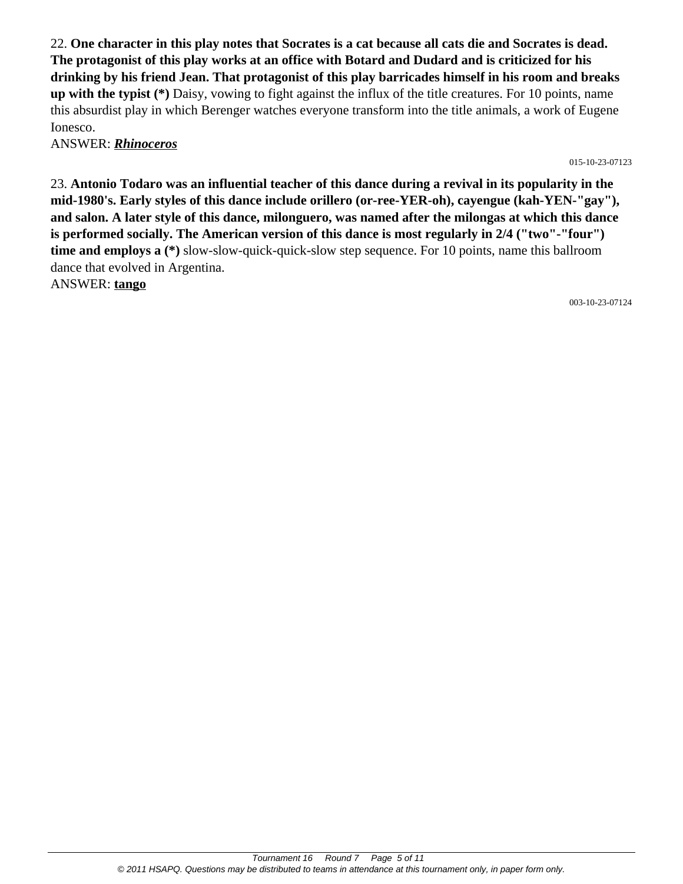22. **One character in this play notes that Socrates is a cat because all cats die and Socrates is dead. The protagonist of this play works at an office with Botard and Dudard and is criticized for his drinking by his friend Jean. That protagonist of this play barricades himself in his room and breaks up with the typist (*)** Daisy, vowing to fight against the influx of the title creatures. For 10 points, name this absurdist play in which Berenger watches everyone transform into the title animals, a work of Eugene Ionesco.

ANSWER: ***Rhinoceros***

015-10-23-07123

23. **Antonio Todaro was an influential teacher of this dance during a revival in its popularity in the mid-1980's. Early styles of this dance include orillero (or-ree-YER-oh), cayengue (kah-YEN-"gay"), and salon. A later style of this dance, milonguero, was named after the milongas at which this dance is performed socially. The American version of this dance is most regularly in 2/4 ("two"-"four") time and employs a (*)** slow-slow-quick-quick-slow step sequence. For 10 points, name this ballroom dance that evolved in Argentina.

ANSWER: **tango**

003-10-23-07124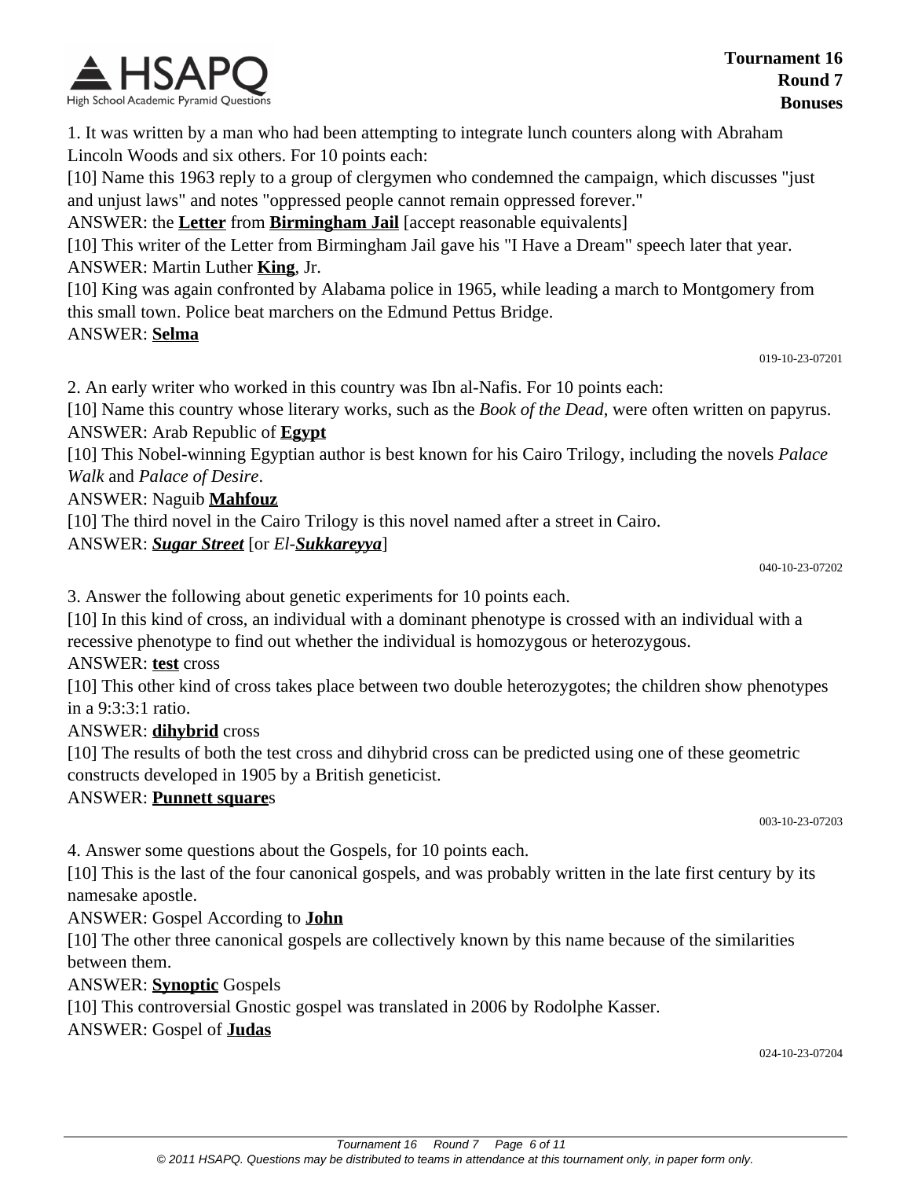1. It was written by a man who had been attempting to integrate lunch counters along with Abraham Lincoln Woods and six others. For 10 points each:

[10] Name this 1963 reply to a group of clergymen who condemned the campaign, which discusses "just and unjust laws" and notes "oppressed people cannot remain oppressed forever."

ANSWER: the **Letter** from **Birmingham Jail** [accept reasonable equivalents]

[10] This writer of the Letter from Birmingham Jail gave his "I Have a Dream" speech later that year.

ANSWER: Martin Luther **King**, Jr.

[10] King was again confronted by Alabama police in 1965, while leading a march to Montgomery from this small town. Police beat marchers on the Edmund Pettus Bridge.

ANSWER: **Selma**

019-10-23-07201

2. An early writer who worked in this country was Ibn al-Nafis. For 10 points each:

[10] Name this country whose literary works, such as the *Book of the Dead*, were often written on papyrus.

ANSWER: Arab Republic of **Egypt**

[10] This Nobel-winning Egyptian author is best known for his Cairo Trilogy, including the novels *Palace Walk* and *Palace of Desire*.

ANSWER: Naguib **Mahfouz**

[10] The third novel in the Cairo Trilogy is this novel named after a street in Cairo.

ANSWER: ***Sugar Street*** [or *El-**Sukkareyya***]

040-10-23-07202

3. Answer the following about genetic experiments for 10 points each.

[10] In this kind of cross, an individual with a dominant phenotype is crossed with an individual with a recessive phenotype to find out whether the individual is homozygous or heterozygous.

ANSWER: **test** cross

[10] This other kind of cross takes place between two double heterozygotes; the children show phenotypes in a 9:3:3:1 ratio.

ANSWER: **dihybrid** cross

[10] The results of both the test cross and dihybrid cross can be predicted using one of these geometric constructs developed in 1905 by a British geneticist.

ANSWER: **Punnett square**s

003-10-23-07203

4. Answer some questions about the Gospels, for 10 points each.

[10] This is the last of the four canonical gospels, and was probably written in the late first century by its namesake apostle.

ANSWER: Gospel According to **John**

[10] The other three canonical gospels are collectively known by this name because of the similarities between them.

ANSWER: **Synoptic** Gospels

[10] This controversial Gnostic gospel was translated in 2006 by Rodolphe Kasser.

ANSWER: Gospel of **Judas**

024-10-23-07204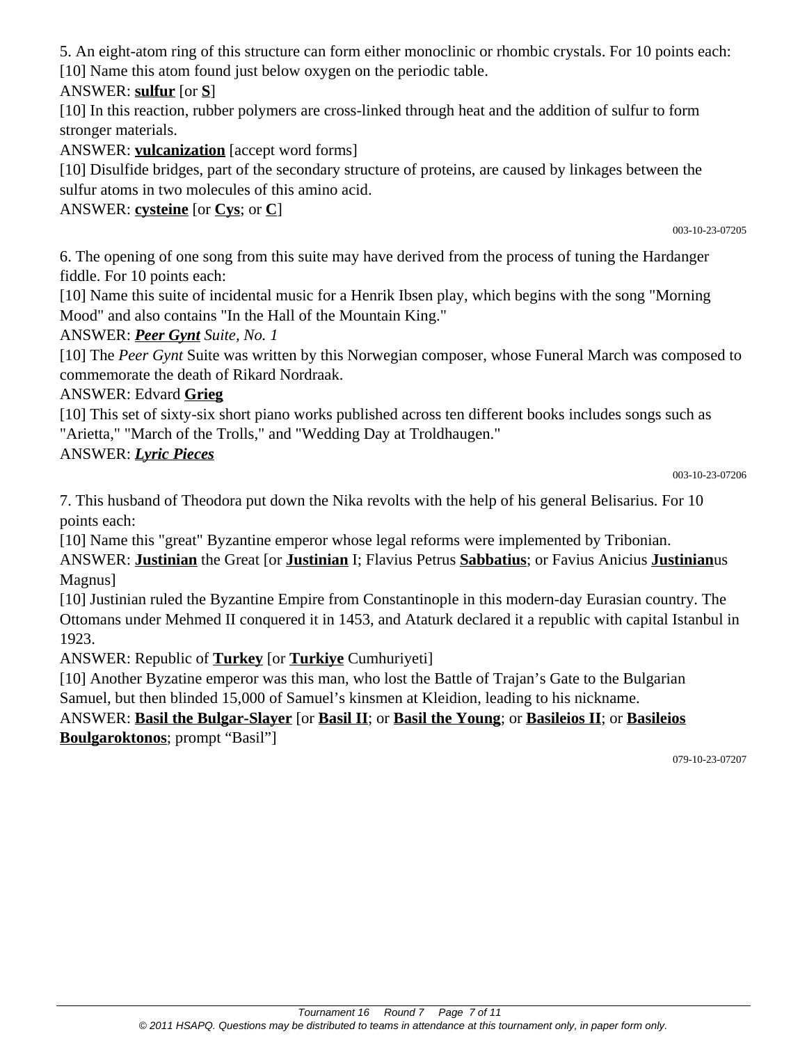5. An eight-atom ring of this structure can form either monoclinic or rhombic crystals. For 10 points each:

[10] Name this atom found just below oxygen on the periodic table.

ANSWER: **sulfur** [or **S**]

[10] In this reaction, rubber polymers are cross-linked through heat and the addition of sulfur to form stronger materials.

ANSWER: **vulcanization** [accept word forms]

[10] Disulfide bridges, part of the secondary structure of proteins, are caused by linkages between the sulfur atoms in two molecules of this amino acid.

ANSWER: **cysteine** [or **Cys**; or **C**]

003-10-23-07205

6. The opening of one song from this suite may have derived from the process of tuning the Hardanger fiddle. For 10 points each:

[10] Name this suite of incidental music for a Henrik Ibsen play, which begins with the song "Morning Mood" and also contains "In the Hall of the Mountain King."

ANSWER: ***Peer Gynt*** *Suite, No. 1*

[10] The *Peer Gynt* Suite was written by this Norwegian composer, whose Funeral March was composed to commemorate the death of Rikard Nordraak.

ANSWER: Edvard **Grieg**

[10] This set of sixty-six short piano works published across ten different books includes songs such as "Arietta," "March of the Trolls," and "Wedding Day at Troldhaugen."

ANSWER: ***Lyric Pieces***

003-10-23-07206

7. This husband of Theodora put down the Nika revolts with the help of his general Belisarius. For 10 points each:

[10] Name this "great" Byzantine emperor whose legal reforms were implemented by Tribonian.

ANSWER: **Justinian** the Great [or **Justinian** I; Flavius Petrus **Sabbatius**; or Favius Anicius **Justinian**us Magnus]

[10] Justinian ruled the Byzantine Empire from Constantinople in this modern-day Eurasian country. The Ottomans under Mehmed II conquered it in 1453, and Ataturk declared it a republic with capital Istanbul in 1923.

ANSWER: Republic of **Turkey** [or **Turkiye** Cumhuriyeti]

[10] Another Byzatine emperor was this man, who lost the Battle of Trajan's Gate to the Bulgarian Samuel, but then blinded 15,000 of Samuel's kinsmen at Kleidion, leading to his nickname.

ANSWER: **Basil the Bulgar-Slayer** [or **Basil II**; or **Basil the Young**; or **Basileios II**; or **Basileios Boulgaroktonos**; prompt "Basil"]

079-10-23-07207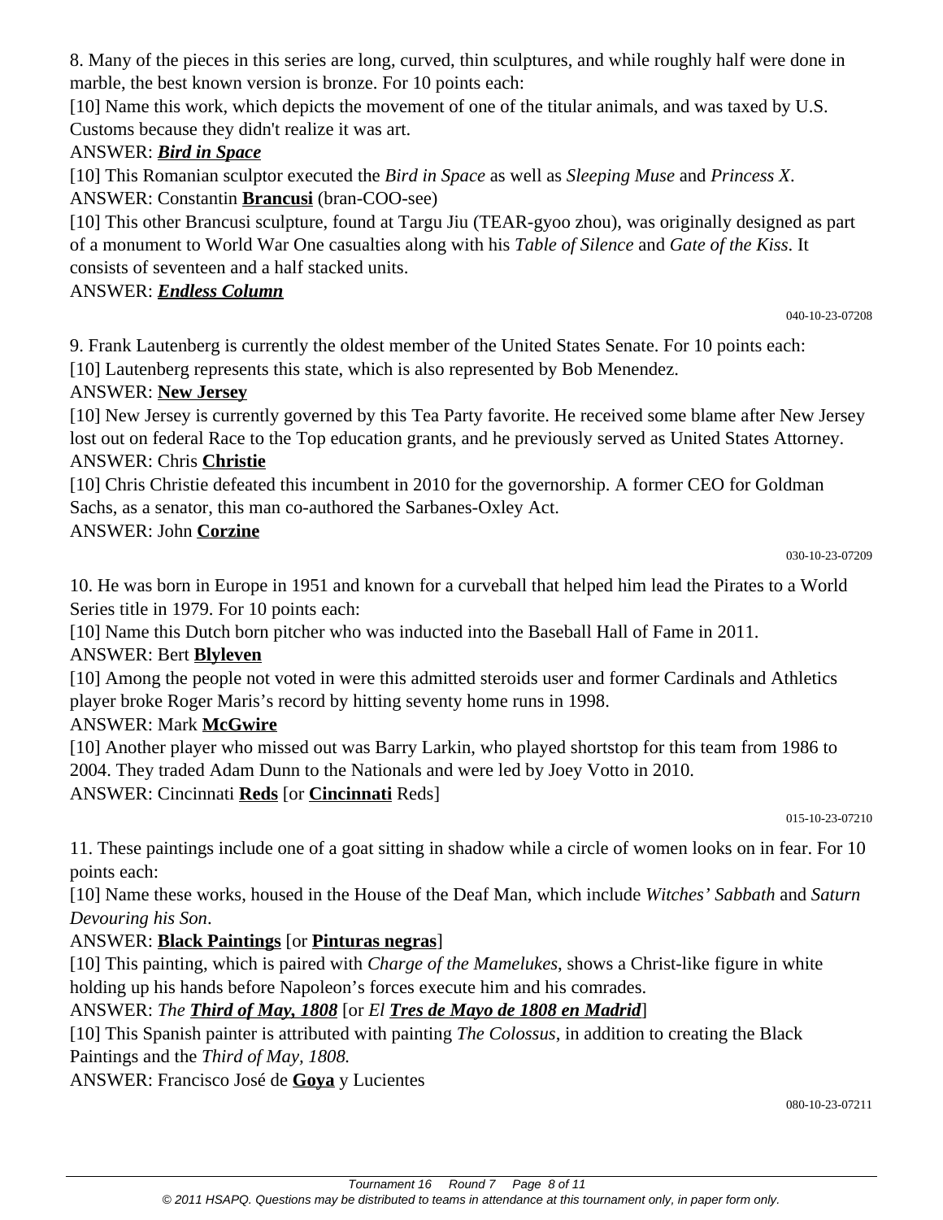8. Many of the pieces in this series are long, curved, thin sculptures, and while roughly half were done in marble, the best known version is bronze. For 10 points each:

[10] Name this work, which depicts the movement of one of the titular animals, and was taxed by U.S. Customs because they didn't realize it was art.

ANSWER: ***Bird in Space***

[10] This Romanian sculptor executed the *Bird in Space* as well as *Sleeping Muse* and *Princess X*.

ANSWER: Constantin **Brancusi** (bran-COO-see)

[10] This other Brancusi sculpture, found at Targu Jiu (TEAR-gyoo zhou), was originally designed as part of a monument to World War One casualties along with his *Table of Silence* and *Gate of the Kiss*. It consists of seventeen and a half stacked units.

ANSWER: ***Endless Column***

040-10-23-07208

9. Frank Lautenberg is currently the oldest member of the United States Senate. For 10 points each:

[10] Lautenberg represents this state, which is also represented by Bob Menendez.

ANSWER: **New Jersey**

[10] New Jersey is currently governed by this Tea Party favorite. He received some blame after New Jersey lost out on federal Race to the Top education grants, and he previously served as United States Attorney.

ANSWER: Chris **Christie**

[10] Chris Christie defeated this incumbent in 2010 for the governorship. A former CEO for Goldman Sachs, as a senator, this man co-authored the Sarbanes-Oxley Act.

ANSWER: John **Corzine**

030-10-23-07209

10. He was born in Europe in 1951 and known for a curveball that helped him lead the Pirates to a World Series title in 1979. For 10 points each:

[10] Name this Dutch born pitcher who was inducted into the Baseball Hall of Fame in 2011.

ANSWER: Bert **Blyleven**

[10] Among the people not voted in were this admitted steroids user and former Cardinals and Athletics player broke Roger Maris's record by hitting seventy home runs in 1998.

ANSWER: Mark **McGwire**

[10] Another player who missed out was Barry Larkin, who played shortstop for this team from 1986 to 2004. They traded Adam Dunn to the Nationals and were led by Joey Votto in 2010.

ANSWER: Cincinnati **Reds** [or **Cincinnati** Reds]

015-10-23-07210

11. These paintings include one of a goat sitting in shadow while a circle of women looks on in fear. For 10 points each:

[10] Name these works, housed in the House of the Deaf Man, which include *Witches' Sabbath* and *Saturn Devouring his Son*.

ANSWER: **Black Paintings** [or **Pinturas negras**]

[10] This painting, which is paired with *Charge of the Mamelukes*, shows a Christ-like figure in white holding up his hands before Napoleon's forces execute him and his comrades.

ANSWER: *The **Third of May, 1808*** [or *El **Tres de Mayo de 1808 en Madrid***]

[10] This Spanish painter is attributed with painting *The Colossus*, in addition to creating the Black Paintings and the *Third of May, 1808.*

ANSWER: Francisco José de **Goya** y Lucientes

080-10-23-07211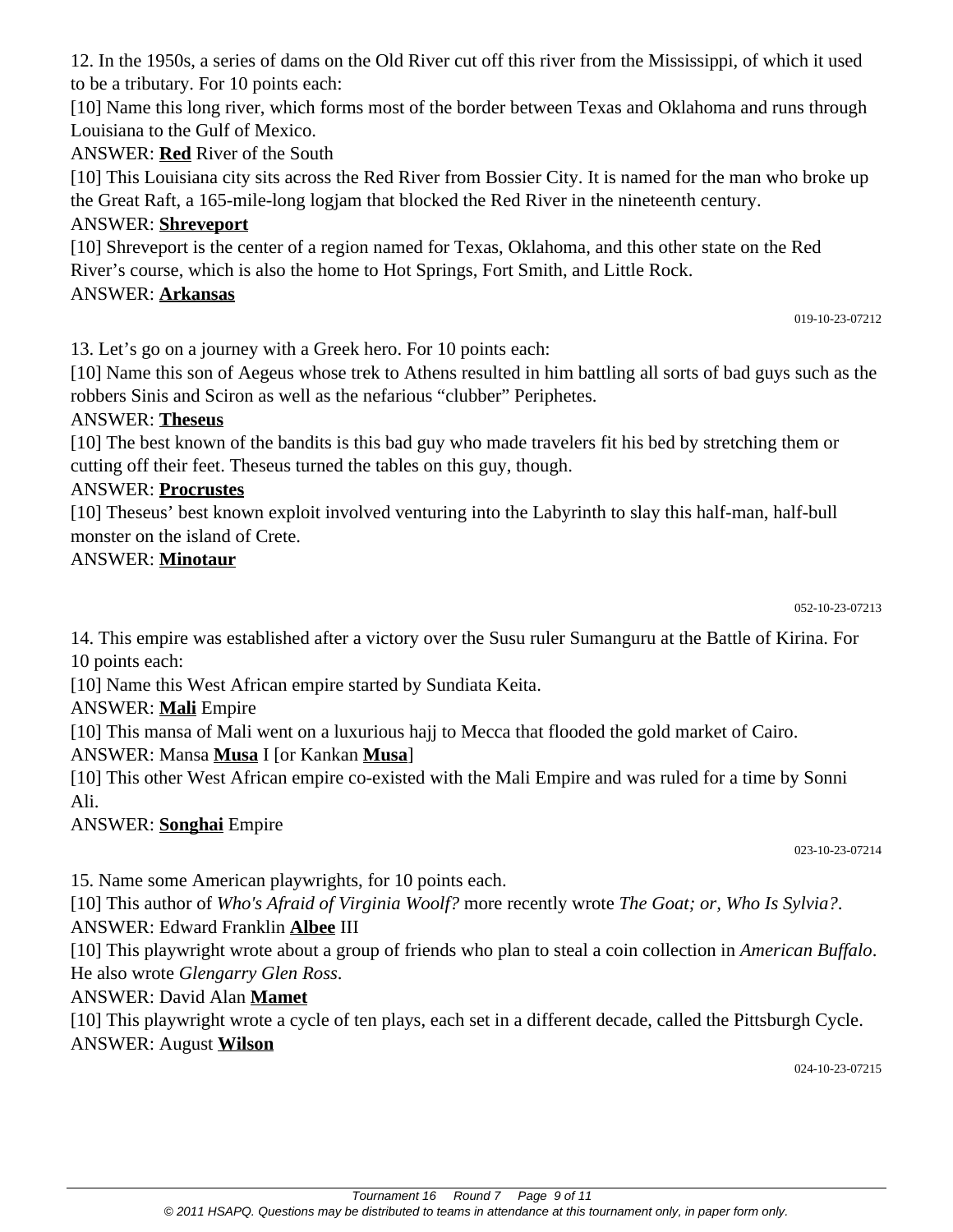12. In the 1950s, a series of dams on the Old River cut off this river from the Mississippi, of which it used to be a tributary. For 10 points each:

[10] Name this long river, which forms most of the border between Texas and Oklahoma and runs through Louisiana to the Gulf of Mexico.

ANSWER: **Red** River of the South

[10] This Louisiana city sits across the Red River from Bossier City. It is named for the man who broke up the Great Raft, a 165-mile-long logjam that blocked the Red River in the nineteenth century.

ANSWER: **Shreveport**

[10] Shreveport is the center of a region named for Texas, Oklahoma, and this other state on the Red River's course, which is also the home to Hot Springs, Fort Smith, and Little Rock.

ANSWER: **Arkansas**

019-10-23-07212

13. Let's go on a journey with a Greek hero. For 10 points each:

[10] Name this son of Aegeus whose trek to Athens resulted in him battling all sorts of bad guys such as the robbers Sinis and Sciron as well as the nefarious "clubber" Periphetes.

ANSWER: **Theseus**

[10] The best known of the bandits is this bad guy who made travelers fit his bed by stretching them or cutting off their feet. Theseus turned the tables on this guy, though.

ANSWER: **Procrustes**

[10] Theseus' best known exploit involved venturing into the Labyrinth to slay this half-man, half-bull monster on the island of Crete.

ANSWER: **Minotaur**

052-10-23-07213

14. This empire was established after a victory over the Susu ruler Sumanguru at the Battle of Kirina. For 10 points each:

[10] Name this West African empire started by Sundiata Keita.

ANSWER: **Mali** Empire

[10] This mansa of Mali went on a luxurious hajj to Mecca that flooded the gold market of Cairo.

ANSWER: Mansa **Musa** I [or Kankan **Musa**]

[10] This other West African empire co-existed with the Mali Empire and was ruled for a time by Sonni Ali.

ANSWER: **Songhai** Empire

023-10-23-07214

15. Name some American playwrights, for 10 points each.

[10] This author of *Who's Afraid of Virginia Woolf?* more recently wrote *The Goat; or, Who Is Sylvia?*.

ANSWER: Edward Franklin **Albee** III

[10] This playwright wrote about a group of friends who plan to steal a coin collection in *American Buffalo*. He also wrote *Glengarry Glen Ross*.

ANSWER: David Alan **Mamet**

[10] This playwright wrote a cycle of ten plays, each set in a different decade, called the Pittsburgh Cycle.

ANSWER: August **Wilson**

024-10-23-07215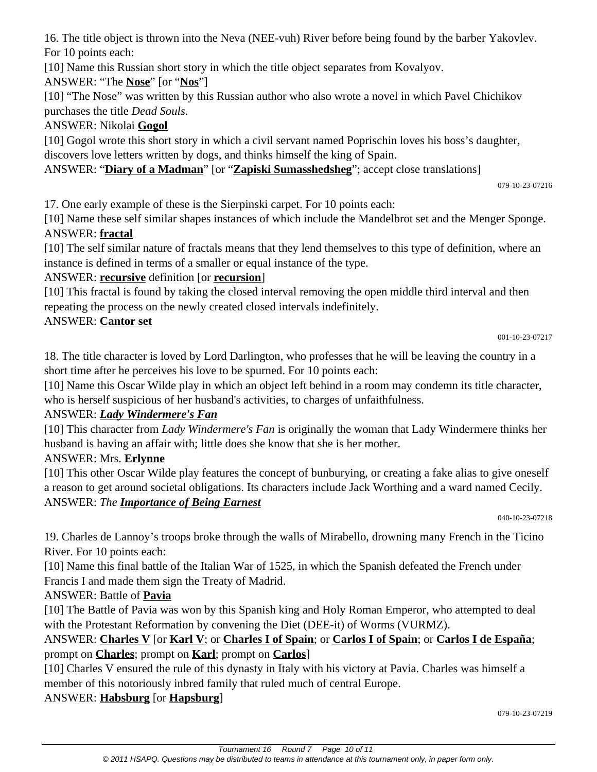16. The title object is thrown into the Neva (NEE-vuh) River before being found by the barber Yakovlev. For 10 points each:

[10] Name this Russian short story in which the title object separates from Kovalyov.

ANSWER: "The **<u>Nose</u>**" [or "**<u>Nos</u>**"]

[10] "The Nose" was written by this Russian author who also wrote a novel in which Pavel Chichikov purchases the title *Dead Souls*.

ANSWER: Nikolai **<u>Gogol</u>**

[10] Gogol wrote this short story in which a civil servant named Poprischin loves his boss's daughter, discovers love letters written by dogs, and thinks himself the king of Spain.

ANSWER: "**<u>Diary of a Madman</u>**" [or "**<u>Zapiski Sumasshedsheg</u>**"; accept close translations]

079-10-23-07216

17. One early example of these is the Sierpinski carpet. For 10 points each:

[10] Name these self similar shapes instances of which include the Mandelbrot set and the Menger Sponge.

ANSWER: **<u>fractal</u>**

[10] The self similar nature of fractals means that they lend themselves to this type of definition, where an instance is defined in terms of a smaller or equal instance of the type.

ANSWER: **<u>recursive</u>** definition [or **<u>recursion</u>**]

[10] This fractal is found by taking the closed interval removing the open middle third interval and then repeating the process on the newly created closed intervals indefinitely.

ANSWER: **<u>Cantor set</u>**

001-10-23-07217

18. The title character is loved by Lord Darlington, who professes that he will be leaving the country in a short time after he perceives his love to be spurned. For 10 points each:

[10] Name this Oscar Wilde play in which an object left behind in a room may condemn its title character, who is herself suspicious of her husband's activities, to charges of unfaithfulness.

ANSWER: ***<u>Lady Windermere's Fan</u>***

[10] This character from *Lady Windermere's Fan* is originally the woman that Lady Windermere thinks her husband is having an affair with; little does she know that she is her mother.

ANSWER: Mrs. **<u>Erlynne</u>**

[10] This other Oscar Wilde play features the concept of bunburying, or creating a fake alias to give oneself a reason to get around societal obligations. Its characters include Jack Worthing and a ward named Cecily.

ANSWER: *The* ***<u>Importance of Being Earnest</u>***

040-10-23-07218

19. Charles de Lannoy's troops broke through the walls of Mirabello, drowning many French in the Ticino River. For 10 points each:

[10] Name this final battle of the Italian War of 1525, in which the Spanish defeated the French under Francis I and made them sign the Treaty of Madrid.

ANSWER: Battle of **<u>Pavia</u>**

[10] The Battle of Pavia was won by this Spanish king and Holy Roman Emperor, who attempted to deal with the Protestant Reformation by convening the Diet (DEE-it) of Worms (VURMZ).

ANSWER: **<u>Charles V</u>** [or **<u>Karl V</u>**; or **<u>Charles I of Spain</u>**; or **<u>Carlos I of Spain</u>**; or **<u>Carlos I de España</u>**; prompt on **<u>Charles</u>**; prompt on **<u>Karl</u>**; prompt on **<u>Carlos</u>**]

[10] Charles V ensured the rule of this dynasty in Italy with his victory at Pavia. Charles was himself a member of this notoriously inbred family that ruled much of central Europe.

ANSWER: **<u>Habsburg</u>** [or **<u>Hapsburg</u>**]

079-10-23-07219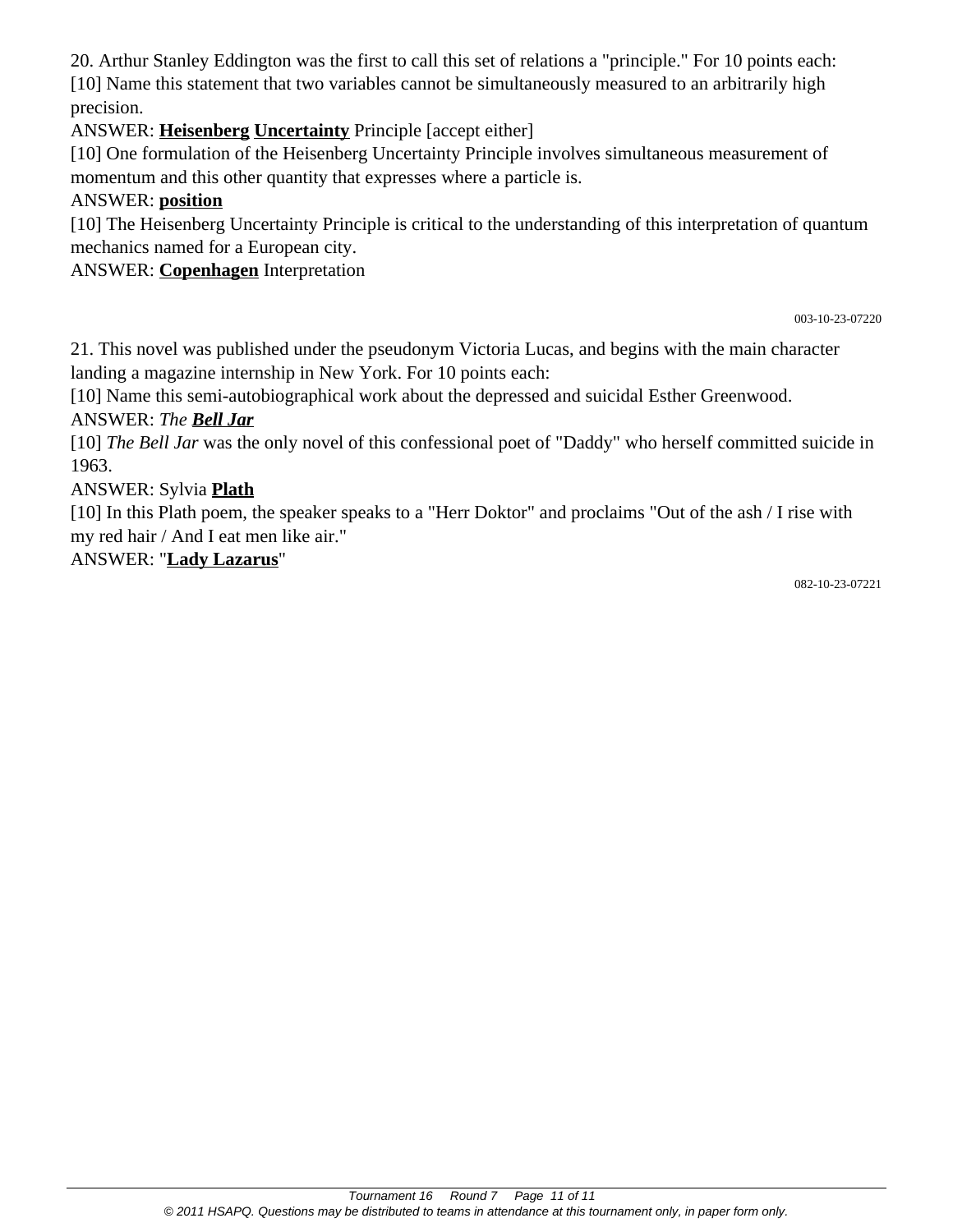20. Arthur Stanley Eddington was the first to call this set of relations a "principle." For 10 points each:

[10] Name this statement that two variables cannot be simultaneously measured to an arbitrarily high precision.

ANSWER: **<u>Heisenberg</u> <u>Uncertainty</u>** Principle [accept either]

[10] One formulation of the Heisenberg Uncertainty Principle involves simultaneous measurement of momentum and this other quantity that expresses where a particle is.

ANSWER: **<u>position</u>**

[10] The Heisenberg Uncertainty Principle is critical to the understanding of this interpretation of quantum mechanics named for a European city.

ANSWER: **<u>Copenhagen</u>** Interpretation

003-10-23-07220

21. This novel was published under the pseudonym Victoria Lucas, and begins with the main character landing a magazine internship in New York. For 10 points each:

[10] Name this semi-autobiographical work about the depressed and suicidal Esther Greenwood.

ANSWER: *The **<u>Bell Jar</u>***

[10] *The Bell Jar* was the only novel of this confessional poet of "Daddy" who herself committed suicide in 1963.

ANSWER: Sylvia **<u>Plath</u>**

[10] In this Plath poem, the speaker speaks to a "Herr Doktor" and proclaims "Out of the ash / I rise with my red hair / And I eat men like air."

ANSWER: "**<u>Lady Lazarus</u>**"

082-10-23-07221